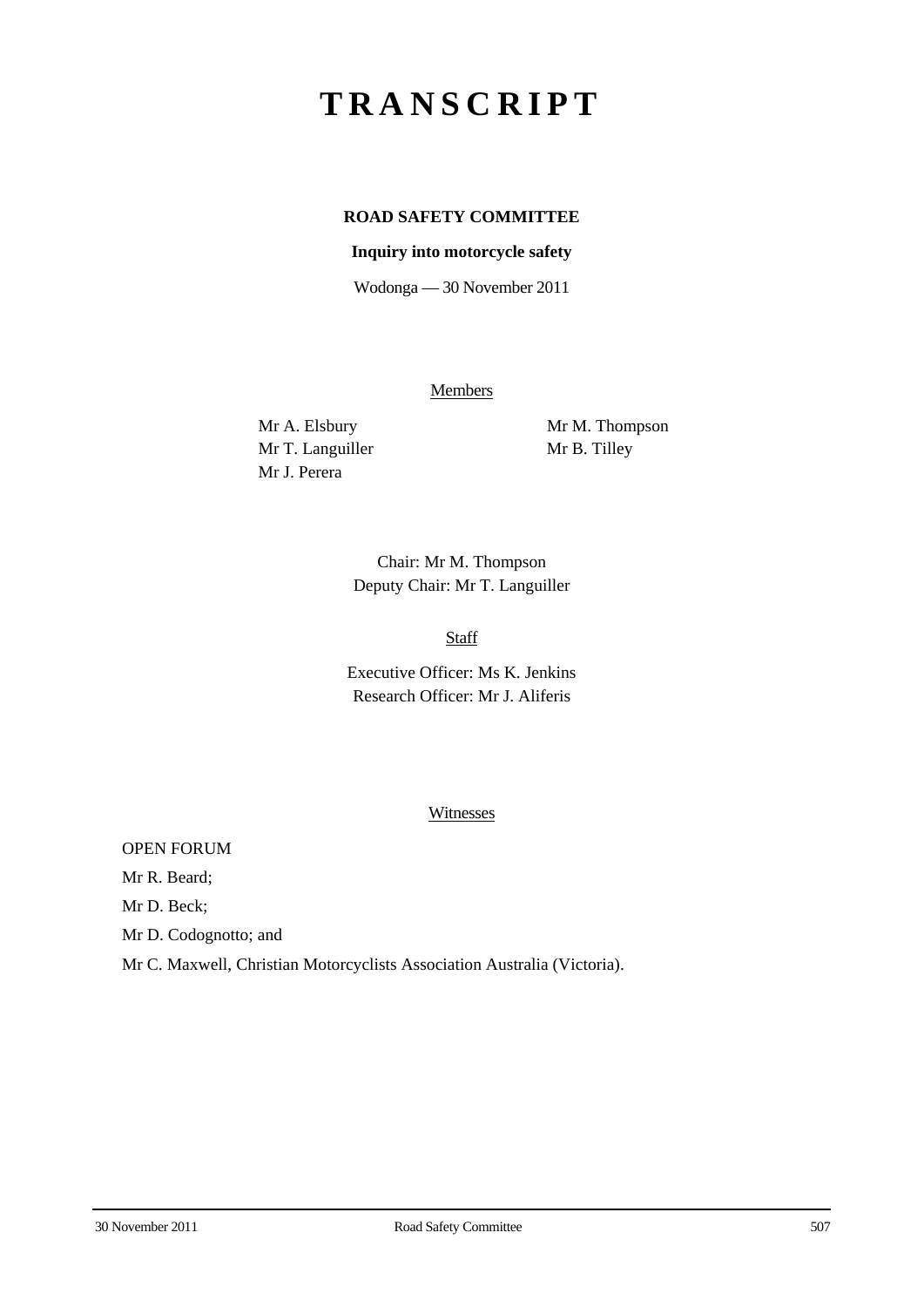# TRANSCRIPT

**ROAD SAFETY COMMITTEE**

**Inquiry into motorcycle safety**

Wodonga — 30 November 2011

Members

Mr A. Elsbury
Mr T. Languiller
Mr J. Perera
Mr M. Thompson
Mr B. Tilley

Chair: Mr M. Thompson
Deputy Chair: Mr T. Languiller

Staff

Executive Officer: Ms K. Jenkins
Research Officer: Mr J. Aliferis

Witnesses

OPEN FORUM

Mr R. Beard;

Mr D. Beck;

Mr D. Codognotto; and

Mr C. Maxwell, Christian Motorcyclists Association Australia (Victoria).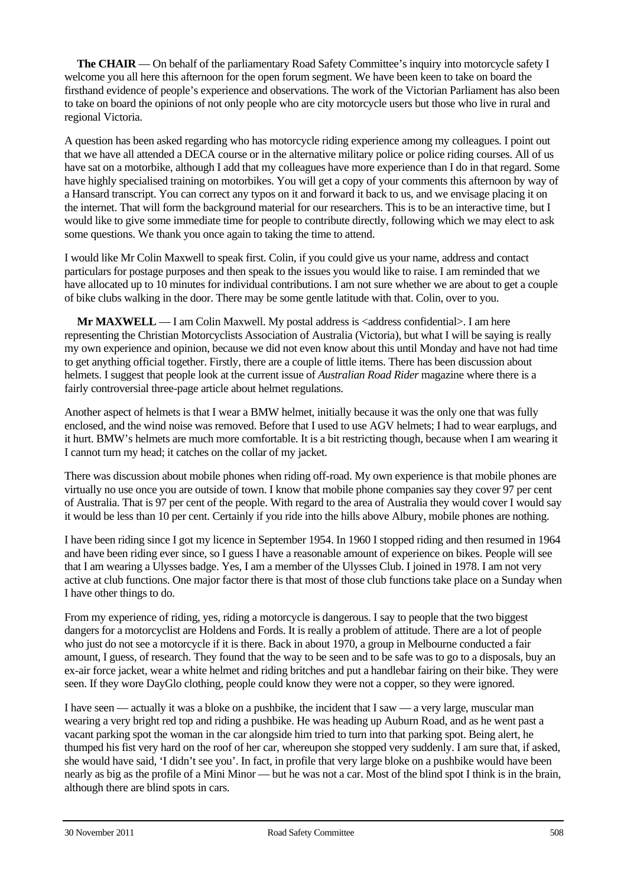**The CHAIR** — On behalf of the parliamentary Road Safety Committee's inquiry into motorcycle safety I welcome you all here this afternoon for the open forum segment. We have been keen to take on board the firsthand evidence of people's experience and observations. The work of the Victorian Parliament has also been to take on board the opinions of not only people who are city motorcycle users but those who live in rural and regional Victoria.

A question has been asked regarding who has motorcycle riding experience among my colleagues. I point out that we have all attended a DECA course or in the alternative military police or police riding courses. All of us have sat on a motorbike, although I add that my colleagues have more experience than I do in that regard. Some have highly specialised training on motorbikes. You will get a copy of your comments this afternoon by way of a Hansard transcript. You can correct any typos on it and forward it back to us, and we envisage placing it on the internet. That will form the background material for our researchers. This is to be an interactive time, but I would like to give some immediate time for people to contribute directly, following which we may elect to ask some questions. We thank you once again to taking the time to attend.

I would like Mr Colin Maxwell to speak first. Colin, if you could give us your name, address and contact particulars for postage purposes and then speak to the issues you would like to raise. I am reminded that we have allocated up to 10 minutes for individual contributions. I am not sure whether we are about to get a couple of bike clubs walking in the door. There may be some gentle latitude with that. Colin, over to you.

**Mr MAXWELL** — I am Colin Maxwell. My postal address is <address confidential>. I am here representing the Christian Motorcyclists Association of Australia (Victoria), but what I will be saying is really my own experience and opinion, because we did not even know about this until Monday and have not had time to get anything official together. Firstly, there are a couple of little items. There has been discussion about helmets. I suggest that people look at the current issue of *Australian Road Rider* magazine where there is a fairly controversial three-page article about helmet regulations.

Another aspect of helmets is that I wear a BMW helmet, initially because it was the only one that was fully enclosed, and the wind noise was removed. Before that I used to use AGV helmets; I had to wear earplugs, and it hurt. BMW's helmets are much more comfortable. It is a bit restricting though, because when I am wearing it I cannot turn my head; it catches on the collar of my jacket.

There was discussion about mobile phones when riding off-road. My own experience is that mobile phones are virtually no use once you are outside of town. I know that mobile phone companies say they cover 97 per cent of Australia. That is 97 per cent of the people. With regard to the area of Australia they would cover I would say it would be less than 10 per cent. Certainly if you ride into the hills above Albury, mobile phones are nothing.

I have been riding since I got my licence in September 1954. In 1960 I stopped riding and then resumed in 1964 and have been riding ever since, so I guess I have a reasonable amount of experience on bikes. People will see that I am wearing a Ulysses badge. Yes, I am a member of the Ulysses Club. I joined in 1978. I am not very active at club functions. One major factor there is that most of those club functions take place on a Sunday when I have other things to do.

From my experience of riding, yes, riding a motorcycle is dangerous. I say to people that the two biggest dangers for a motorcyclist are Holdens and Fords. It is really a problem of attitude. There are a lot of people who just do not see a motorcycle if it is there. Back in about 1970, a group in Melbourne conducted a fair amount, I guess, of research. They found that the way to be seen and to be safe was to go to a disposals, buy an ex-air force jacket, wear a white helmet and riding britches and put a handlebar fairing on their bike. They were seen. If they wore DayGlo clothing, people could know they were not a copper, so they were ignored.

I have seen — actually it was a bloke on a pushbike, the incident that I saw — a very large, muscular man wearing a very bright red top and riding a pushbike. He was heading up Auburn Road, and as he went past a vacant parking spot the woman in the car alongside him tried to turn into that parking spot. Being alert, he thumped his fist very hard on the roof of her car, whereupon she stopped very suddenly. I am sure that, if asked, she would have said, 'I didn't see you'. In fact, in profile that very large bloke on a pushbike would have been nearly as big as the profile of a Mini Minor — but he was not a car. Most of the blind spot I think is in the brain, although there are blind spots in cars.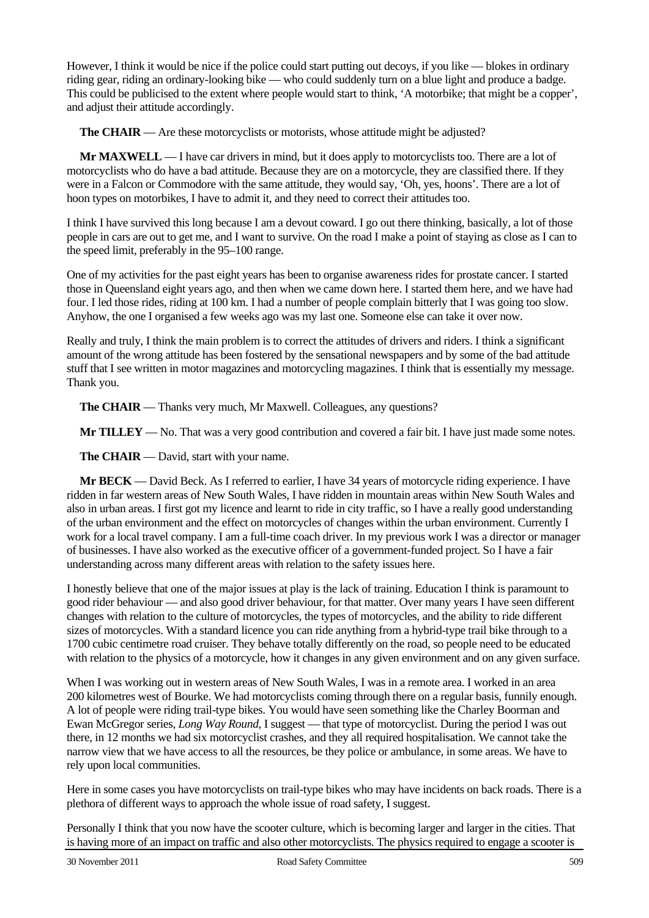However, I think it would be nice if the police could start putting out decoys, if you like — blokes in ordinary riding gear, riding an ordinary-looking bike — who could suddenly turn on a blue light and produce a badge. This could be publicised to the extent where people would start to think, 'A motorbike; that might be a copper', and adjust their attitude accordingly.

**The CHAIR** — Are these motorcyclists or motorists, whose attitude might be adjusted?

**Mr MAXWELL** — I have car drivers in mind, but it does apply to motorcyclists too. There are a lot of motorcyclists who do have a bad attitude. Because they are on a motorcycle, they are classified there. If they were in a Falcon or Commodore with the same attitude, they would say, 'Oh, yes, hoons'. There are a lot of hoon types on motorbikes, I have to admit it, and they need to correct their attitudes too.

I think I have survived this long because I am a devout coward. I go out there thinking, basically, a lot of those people in cars are out to get me, and I want to survive. On the road I make a point of staying as close as I can to the speed limit, preferably in the 95–100 range.

One of my activities for the past eight years has been to organise awareness rides for prostate cancer. I started those in Queensland eight years ago, and then when we came down here. I started them here, and we have had four. I led those rides, riding at 100 km. I had a number of people complain bitterly that I was going too slow. Anyhow, the one I organised a few weeks ago was my last one. Someone else can take it over now.

Really and truly, I think the main problem is to correct the attitudes of drivers and riders. I think a significant amount of the wrong attitude has been fostered by the sensational newspapers and by some of the bad attitude stuff that I see written in motor magazines and motorcycling magazines. I think that is essentially my message. Thank you.

**The CHAIR** — Thanks very much, Mr Maxwell. Colleagues, any questions?

**Mr TILLEY** — No. That was a very good contribution and covered a fair bit. I have just made some notes.

**The CHAIR** — David, start with your name.

**Mr BECK** — David Beck. As I referred to earlier, I have 34 years of motorcycle riding experience. I have ridden in far western areas of New South Wales, I have ridden in mountain areas within New South Wales and also in urban areas. I first got my licence and learnt to ride in city traffic, so I have a really good understanding of the urban environment and the effect on motorcycles of changes within the urban environment. Currently I work for a local travel company. I am a full-time coach driver. In my previous work I was a director or manager of businesses. I have also worked as the executive officer of a government-funded project. So I have a fair understanding across many different areas with relation to the safety issues here.

I honestly believe that one of the major issues at play is the lack of training. Education I think is paramount to good rider behaviour — and also good driver behaviour, for that matter. Over many years I have seen different changes with relation to the culture of motorcycles, the types of motorcycles, and the ability to ride different sizes of motorcycles. With a standard licence you can ride anything from a hybrid-type trail bike through to a 1700 cubic centimetre road cruiser. They behave totally differently on the road, so people need to be educated with relation to the physics of a motorcycle, how it changes in any given environment and on any given surface.

When I was working out in western areas of New South Wales, I was in a remote area. I worked in an area 200 kilometres west of Bourke. We had motorcyclists coming through there on a regular basis, funnily enough. A lot of people were riding trail-type bikes. You would have seen something like the Charley Boorman and Ewan McGregor series, *Long Way Round*, I suggest — that type of motorcyclist. During the period I was out there, in 12 months we had six motorcyclist crashes, and they all required hospitalisation. We cannot take the narrow view that we have access to all the resources, be they police or ambulance, in some areas. We have to rely upon local communities.

Here in some cases you have motorcyclists on trail-type bikes who may have incidents on back roads. There is a plethora of different ways to approach the whole issue of road safety, I suggest.

Personally I think that you now have the scooter culture, which is becoming larger and larger in the cities. That is having more of an impact on traffic and also other motorcyclists. The physics required to engage a scooter is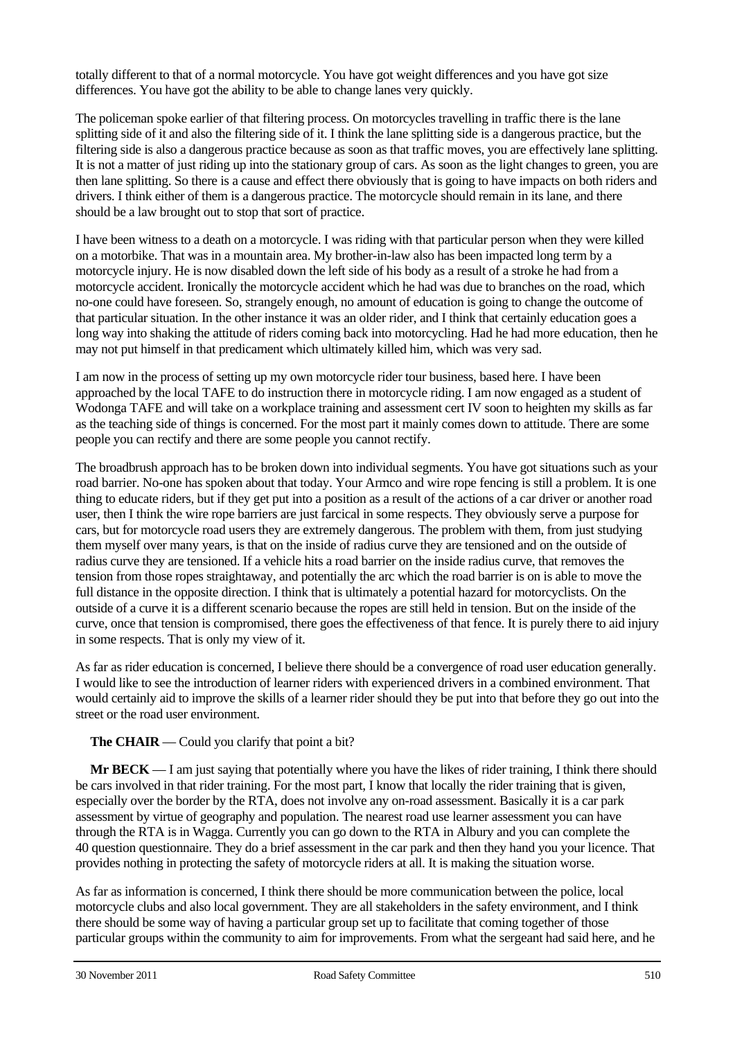totally different to that of a normal motorcycle. You have got weight differences and you have got size differences. You have got the ability to be able to change lanes very quickly.

The policeman spoke earlier of that filtering process. On motorcycles travelling in traffic there is the lane splitting side of it and also the filtering side of it. I think the lane splitting side is a dangerous practice, but the filtering side is also a dangerous practice because as soon as that traffic moves, you are effectively lane splitting. It is not a matter of just riding up into the stationary group of cars. As soon as the light changes to green, you are then lane splitting. So there is a cause and effect there obviously that is going to have impacts on both riders and drivers. I think either of them is a dangerous practice. The motorcycle should remain in its lane, and there should be a law brought out to stop that sort of practice.

I have been witness to a death on a motorcycle. I was riding with that particular person when they were killed on a motorbike. That was in a mountain area. My brother-in-law also has been impacted long term by a motorcycle injury. He is now disabled down the left side of his body as a result of a stroke he had from a motorcycle accident. Ironically the motorcycle accident which he had was due to branches on the road, which no-one could have foreseen. So, strangely enough, no amount of education is going to change the outcome of that particular situation. In the other instance it was an older rider, and I think that certainly education goes a long way into shaking the attitude of riders coming back into motorcycling. Had he had more education, then he may not put himself in that predicament which ultimately killed him, which was very sad.

I am now in the process of setting up my own motorcycle rider tour business, based here. I have been approached by the local TAFE to do instruction there in motorcycle riding. I am now engaged as a student of Wodonga TAFE and will take on a workplace training and assessment cert IV soon to heighten my skills as far as the teaching side of things is concerned. For the most part it mainly comes down to attitude. There are some people you can rectify and there are some people you cannot rectify.

The broadbrush approach has to be broken down into individual segments. You have got situations such as your road barrier. No-one has spoken about that today. Your Armco and wire rope fencing is still a problem. It is one thing to educate riders, but if they get put into a position as a result of the actions of a car driver or another road user, then I think the wire rope barriers are just farcical in some respects. They obviously serve a purpose for cars, but for motorcycle road users they are extremely dangerous. The problem with them, from just studying them myself over many years, is that on the inside of radius curve they are tensioned and on the outside of radius curve they are tensioned. If a vehicle hits a road barrier on the inside radius curve, that removes the tension from those ropes straightaway, and potentially the arc which the road barrier is on is able to move the full distance in the opposite direction. I think that is ultimately a potential hazard for motorcyclists. On the outside of a curve it is a different scenario because the ropes are still held in tension. But on the inside of the curve, once that tension is compromised, there goes the effectiveness of that fence. It is purely there to aid injury in some respects. That is only my view of it.

As far as rider education is concerned, I believe there should be a convergence of road user education generally. I would like to see the introduction of learner riders with experienced drivers in a combined environment. That would certainly aid to improve the skills of a learner rider should they be put into that before they go out into the street or the road user environment.

**The CHAIR** — Could you clarify that point a bit?

**Mr BECK** — I am just saying that potentially where you have the likes of rider training, I think there should be cars involved in that rider training. For the most part, I know that locally the rider training that is given, especially over the border by the RTA, does not involve any on-road assessment. Basically it is a car park assessment by virtue of geography and population. The nearest road use learner assessment you can have through the RTA is in Wagga. Currently you can go down to the RTA in Albury and you can complete the 40 question questionnaire. They do a brief assessment in the car park and then they hand you your licence. That provides nothing in protecting the safety of motorcycle riders at all. It is making the situation worse.

As far as information is concerned, I think there should be more communication between the police, local motorcycle clubs and also local government. They are all stakeholders in the safety environment, and I think there should be some way of having a particular group set up to facilitate that coming together of those particular groups within the community to aim for improvements. From what the sergeant had said here, and he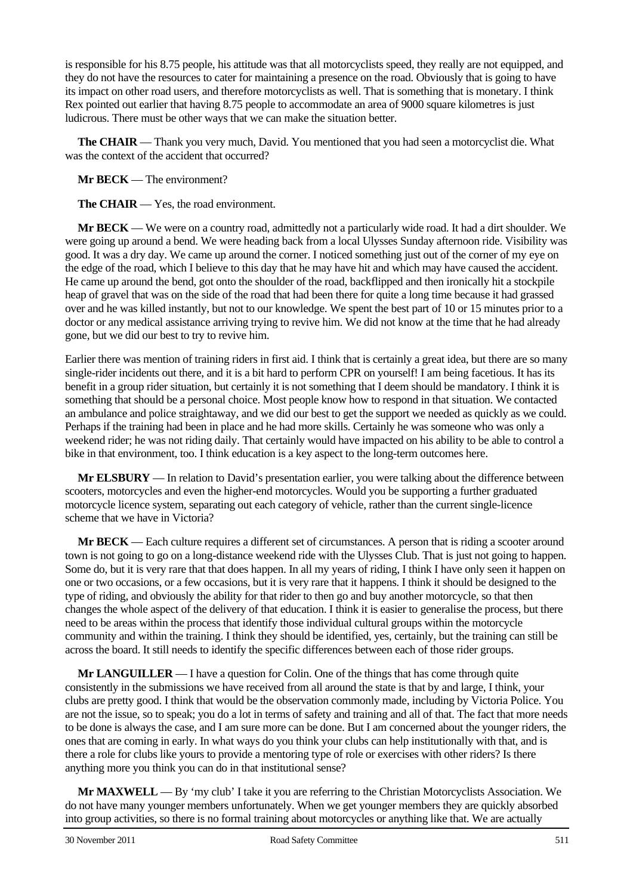is responsible for his 8.75 people, his attitude was that all motorcyclists speed, they really are not equipped, and they do not have the resources to cater for maintaining a presence on the road. Obviously that is going to have its impact on other road users, and therefore motorcyclists as well. That is something that is monetary. I think Rex pointed out earlier that having 8.75 people to accommodate an area of 9000 square kilometres is just ludicrous. There must be other ways that we can make the situation better.

**The CHAIR** — Thank you very much, David. You mentioned that you had seen a motorcyclist die. What was the context of the accident that occurred?

**Mr BECK** — The environment?

**The CHAIR** — Yes, the road environment.

**Mr BECK** — We were on a country road, admittedly not a particularly wide road. It had a dirt shoulder. We were going up around a bend. We were heading back from a local Ulysses Sunday afternoon ride. Visibility was good. It was a dry day. We came up around the corner. I noticed something just out of the corner of my eye on the edge of the road, which I believe to this day that he may have hit and which may have caused the accident. He came up around the bend, got onto the shoulder of the road, backflipped and then ironically hit a stockpile heap of gravel that was on the side of the road that had been there for quite a long time because it had grassed over and he was killed instantly, but not to our knowledge. We spent the best part of 10 or 15 minutes prior to a doctor or any medical assistance arriving trying to revive him. We did not know at the time that he had already gone, but we did our best to try to revive him.

Earlier there was mention of training riders in first aid. I think that is certainly a great idea, but there are so many single-rider incidents out there, and it is a bit hard to perform CPR on yourself! I am being facetious. It has its benefit in a group rider situation, but certainly it is not something that I deem should be mandatory. I think it is something that should be a personal choice. Most people know how to respond in that situation. We contacted an ambulance and police straightaway, and we did our best to get the support we needed as quickly as we could. Perhaps if the training had been in place and he had more skills. Certainly he was someone who was only a weekend rider; he was not riding daily. That certainly would have impacted on his ability to be able to control a bike in that environment, too. I think education is a key aspect to the long-term outcomes here.

**Mr ELSBURY** — In relation to David's presentation earlier, you were talking about the difference between scooters, motorcycles and even the higher-end motorcycles. Would you be supporting a further graduated motorcycle licence system, separating out each category of vehicle, rather than the current single-licence scheme that we have in Victoria?

**Mr BECK** — Each culture requires a different set of circumstances. A person that is riding a scooter around town is not going to go on a long-distance weekend ride with the Ulysses Club. That is just not going to happen. Some do, but it is very rare that that does happen. In all my years of riding, I think I have only seen it happen on one or two occasions, or a few occasions, but it is very rare that it happens. I think it should be designed to the type of riding, and obviously the ability for that rider to then go and buy another motorcycle, so that then changes the whole aspect of the delivery of that education. I think it is easier to generalise the process, but there need to be areas within the process that identify those individual cultural groups within the motorcycle community and within the training. I think they should be identified, yes, certainly, but the training can still be across the board. It still needs to identify the specific differences between each of those rider groups.

**Mr LANGUILLER** — I have a question for Colin. One of the things that has come through quite consistently in the submissions we have received from all around the state is that by and large, I think, your clubs are pretty good. I think that would be the observation commonly made, including by Victoria Police. You are not the issue, so to speak; you do a lot in terms of safety and training and all of that. The fact that more needs to be done is always the case, and I am sure more can be done. But I am concerned about the younger riders, the ones that are coming in early. In what ways do you think your clubs can help institutionally with that, and is there a role for clubs like yours to provide a mentoring type of role or exercises with other riders? Is there anything more you think you can do in that institutional sense?

**Mr MAXWELL** — By 'my club' I take it you are referring to the Christian Motorcyclists Association. We do not have many younger members unfortunately. When we get younger members they are quickly absorbed into group activities, so there is no formal training about motorcycles or anything like that. We are actually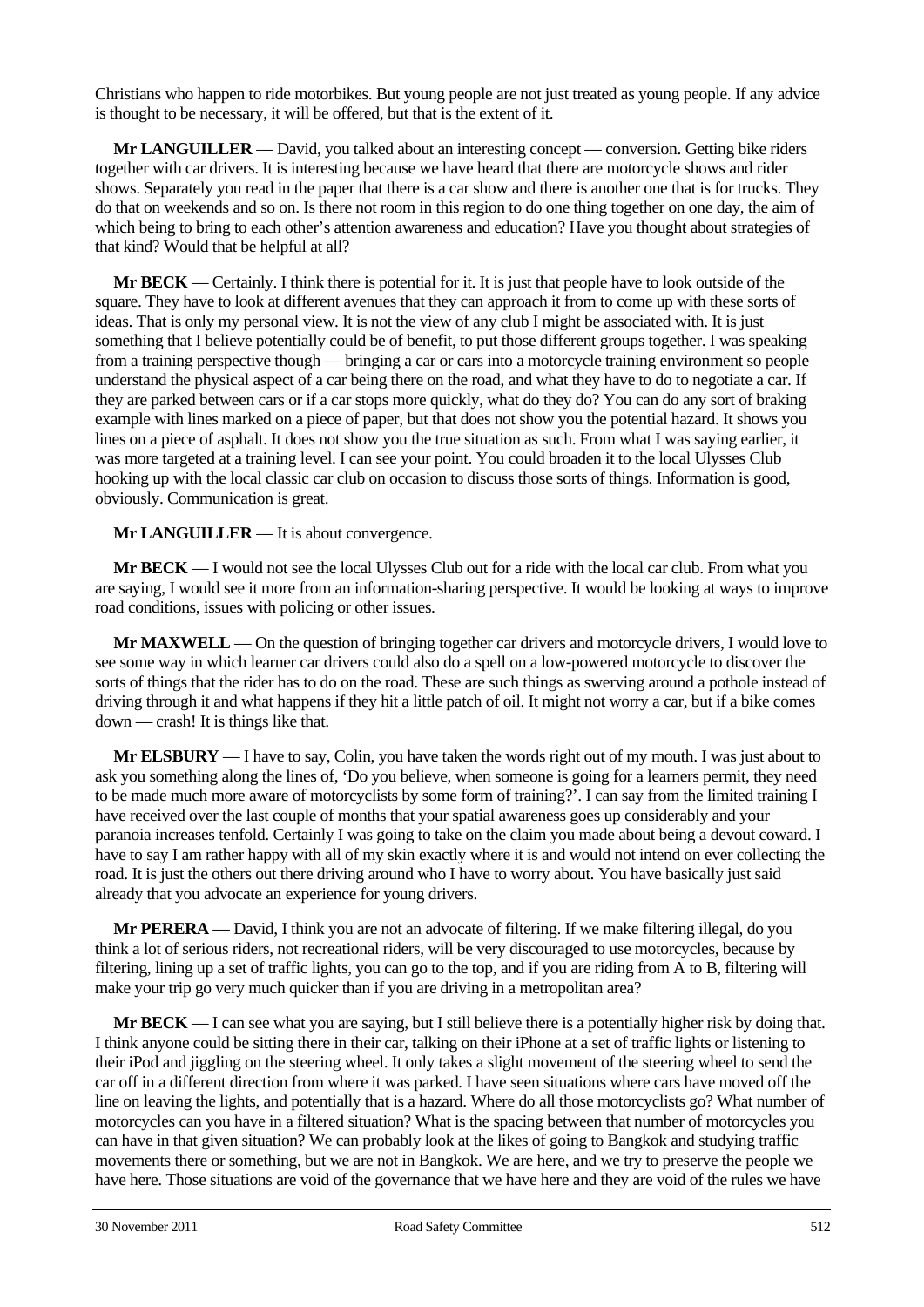Christians who happen to ride motorbikes. But young people are not just treated as young people. If any advice is thought to be necessary, it will be offered, but that is the extent of it.

**Mr LANGUILLER** — David, you talked about an interesting concept — conversion. Getting bike riders together with car drivers. It is interesting because we have heard that there are motorcycle shows and rider shows. Separately you read in the paper that there is a car show and there is another one that is for trucks. They do that on weekends and so on. Is there not room in this region to do one thing together on one day, the aim of which being to bring to each other's attention awareness and education? Have you thought about strategies of that kind? Would that be helpful at all?

**Mr BECK** — Certainly. I think there is potential for it. It is just that people have to look outside of the square. They have to look at different avenues that they can approach it from to come up with these sorts of ideas. That is only my personal view. It is not the view of any club I might be associated with. It is just something that I believe potentially could be of benefit, to put those different groups together. I was speaking from a training perspective though — bringing a car or cars into a motorcycle training environment so people understand the physical aspect of a car being there on the road, and what they have to do to negotiate a car. If they are parked between cars or if a car stops more quickly, what do they do? You can do any sort of braking example with lines marked on a piece of paper, but that does not show you the potential hazard. It shows you lines on a piece of asphalt. It does not show you the true situation as such. From what I was saying earlier, it was more targeted at a training level. I can see your point. You could broaden it to the local Ulysses Club hooking up with the local classic car club on occasion to discuss those sorts of things. Information is good, obviously. Communication is great.

**Mr LANGUILLER** — It is about convergence.

**Mr BECK** — I would not see the local Ulysses Club out for a ride with the local car club. From what you are saying, I would see it more from an information-sharing perspective. It would be looking at ways to improve road conditions, issues with policing or other issues.

**Mr MAXWELL** — On the question of bringing together car drivers and motorcycle drivers, I would love to see some way in which learner car drivers could also do a spell on a low-powered motorcycle to discover the sorts of things that the rider has to do on the road. These are such things as swerving around a pothole instead of driving through it and what happens if they hit a little patch of oil. It might not worry a car, but if a bike comes down — crash! It is things like that.

**Mr ELSBURY** — I have to say, Colin, you have taken the words right out of my mouth. I was just about to ask you something along the lines of, 'Do you believe, when someone is going for a learners permit, they need to be made much more aware of motorcyclists by some form of training?'. I can say from the limited training I have received over the last couple of months that your spatial awareness goes up considerably and your paranoia increases tenfold. Certainly I was going to take on the claim you made about being a devout coward. I have to say I am rather happy with all of my skin exactly where it is and would not intend on ever collecting the road. It is just the others out there driving around who I have to worry about. You have basically just said already that you advocate an experience for young drivers.

**Mr PERERA** — David, I think you are not an advocate of filtering. If we make filtering illegal, do you think a lot of serious riders, not recreational riders, will be very discouraged to use motorcycles, because by filtering, lining up a set of traffic lights, you can go to the top, and if you are riding from A to B, filtering will make your trip go very much quicker than if you are driving in a metropolitan area?

**Mr BECK** — I can see what you are saying, but I still believe there is a potentially higher risk by doing that. I think anyone could be sitting there in their car, talking on their iPhone at a set of traffic lights or listening to their iPod and jiggling on the steering wheel. It only takes a slight movement of the steering wheel to send the car off in a different direction from where it was parked. I have seen situations where cars have moved off the line on leaving the lights, and potentially that is a hazard. Where do all those motorcyclists go? What number of motorcycles can you have in a filtered situation? What is the spacing between that number of motorcycles you can have in that given situation? We can probably look at the likes of going to Bangkok and studying traffic movements there or something, but we are not in Bangkok. We are here, and we try to preserve the people we have here. Those situations are void of the governance that we have here and they are void of the rules we have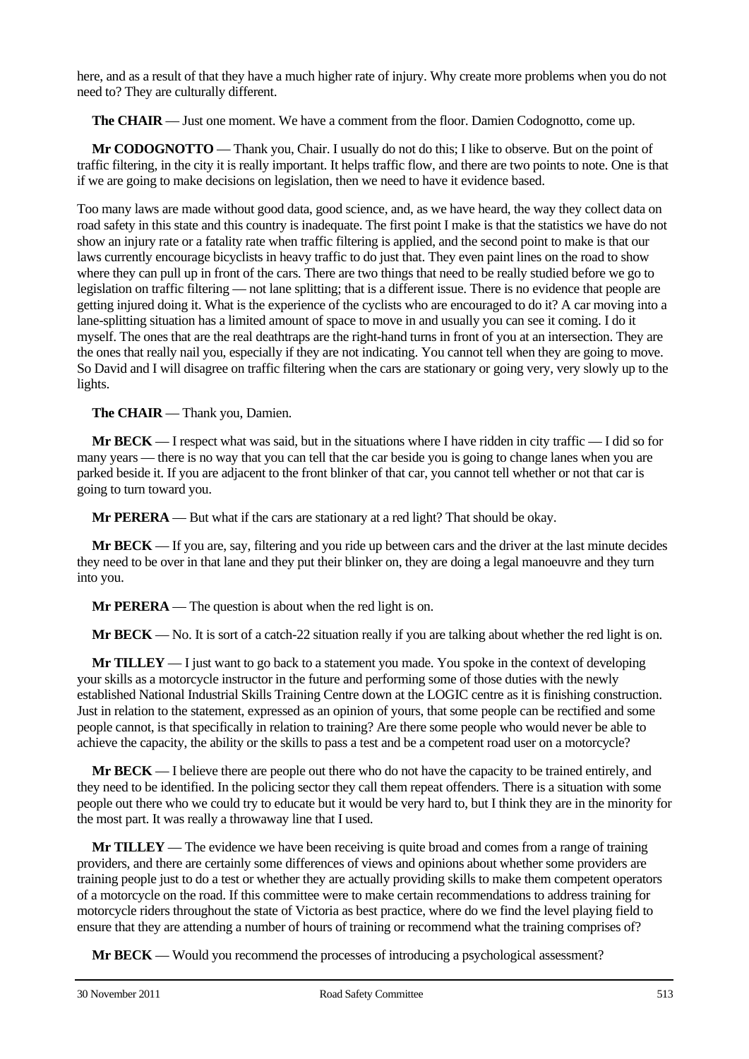here, and as a result of that they have a much higher rate of injury. Why create more problems when you do not need to? They are culturally different.

**The CHAIR** — Just one moment. We have a comment from the floor. Damien Codognotto, come up.

**Mr CODOGNOTTO** — Thank you, Chair. I usually do not do this; I like to observe. But on the point of traffic filtering, in the city it is really important. It helps traffic flow, and there are two points to note. One is that if we are going to make decisions on legislation, then we need to have it evidence based.

Too many laws are made without good data, good science, and, as we have heard, the way they collect data on road safety in this state and this country is inadequate. The first point I make is that the statistics we have do not show an injury rate or a fatality rate when traffic filtering is applied, and the second point to make is that our laws currently encourage bicyclists in heavy traffic to do just that. They even paint lines on the road to show where they can pull up in front of the cars. There are two things that need to be really studied before we go to legislation on traffic filtering — not lane splitting; that is a different issue. There is no evidence that people are getting injured doing it. What is the experience of the cyclists who are encouraged to do it? A car moving into a lane-splitting situation has a limited amount of space to move in and usually you can see it coming. I do it myself. The ones that are the real deathtraps are the right-hand turns in front of you at an intersection. They are the ones that really nail you, especially if they are not indicating. You cannot tell when they are going to move. So David and I will disagree on traffic filtering when the cars are stationary or going very, very slowly up to the lights.

**The CHAIR** — Thank you, Damien.

**Mr BECK** — I respect what was said, but in the situations where I have ridden in city traffic — I did so for many years — there is no way that you can tell that the car beside you is going to change lanes when you are parked beside it. If you are adjacent to the front blinker of that car, you cannot tell whether or not that car is going to turn toward you.

**Mr PERERA** — But what if the cars are stationary at a red light? That should be okay.

**Mr BECK** — If you are, say, filtering and you ride up between cars and the driver at the last minute decides they need to be over in that lane and they put their blinker on, they are doing a legal manoeuvre and they turn into you.

**Mr PERERA** — The question is about when the red light is on.

**Mr BECK** — No. It is sort of a catch-22 situation really if you are talking about whether the red light is on.

**Mr TILLEY** — I just want to go back to a statement you made. You spoke in the context of developing your skills as a motorcycle instructor in the future and performing some of those duties with the newly established National Industrial Skills Training Centre down at the LOGIC centre as it is finishing construction. Just in relation to the statement, expressed as an opinion of yours, that some people can be rectified and some people cannot, is that specifically in relation to training? Are there some people who would never be able to achieve the capacity, the ability or the skills to pass a test and be a competent road user on a motorcycle?

**Mr BECK** — I believe there are people out there who do not have the capacity to be trained entirely, and they need to be identified. In the policing sector they call them repeat offenders. There is a situation with some people out there who we could try to educate but it would be very hard to, but I think they are in the minority for the most part. It was really a throwaway line that I used.

**Mr TILLEY** — The evidence we have been receiving is quite broad and comes from a range of training providers, and there are certainly some differences of views and opinions about whether some providers are training people just to do a test or whether they are actually providing skills to make them competent operators of a motorcycle on the road. If this committee were to make certain recommendations to address training for motorcycle riders throughout the state of Victoria as best practice, where do we find the level playing field to ensure that they are attending a number of hours of training or recommend what the training comprises of?

**Mr BECK** — Would you recommend the processes of introducing a psychological assessment?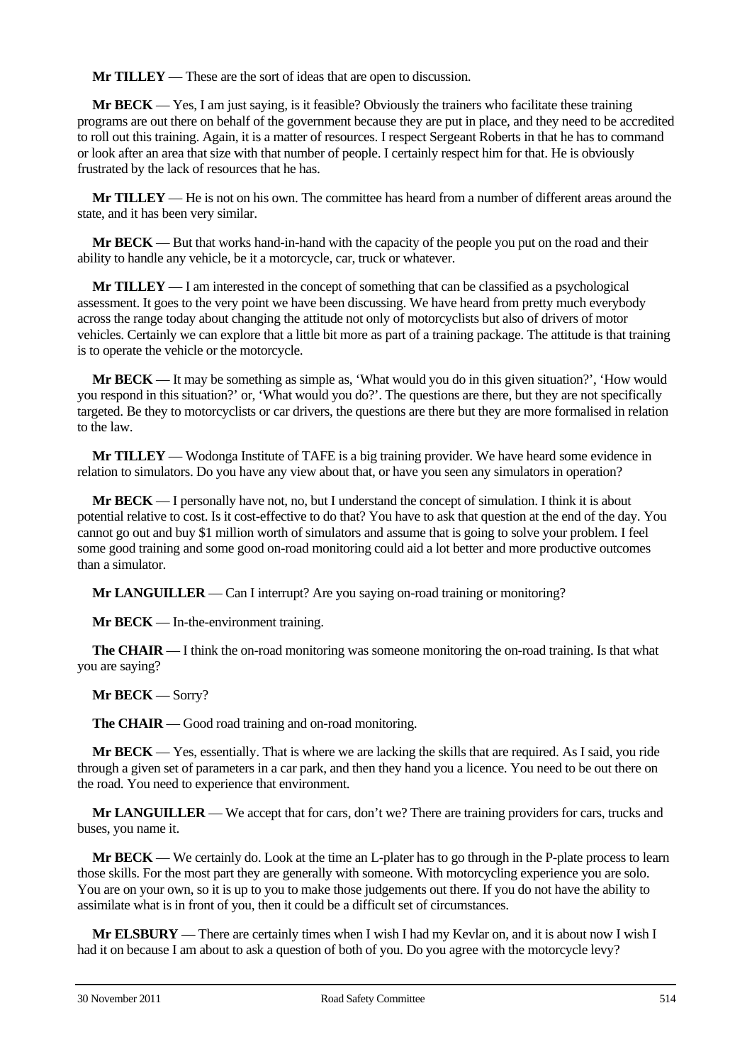**Mr TILLEY** — These are the sort of ideas that are open to discussion.

**Mr BECK** — Yes, I am just saying, is it feasible? Obviously the trainers who facilitate these training programs are out there on behalf of the government because they are put in place, and they need to be accredited to roll out this training. Again, it is a matter of resources. I respect Sergeant Roberts in that he has to command or look after an area that size with that number of people. I certainly respect him for that. He is obviously frustrated by the lack of resources that he has.

**Mr TILLEY** — He is not on his own. The committee has heard from a number of different areas around the state, and it has been very similar.

**Mr BECK** — But that works hand-in-hand with the capacity of the people you put on the road and their ability to handle any vehicle, be it a motorcycle, car, truck or whatever.

**Mr TILLEY** — I am interested in the concept of something that can be classified as a psychological assessment. It goes to the very point we have been discussing. We have heard from pretty much everybody across the range today about changing the attitude not only of motorcyclists but also of drivers of motor vehicles. Certainly we can explore that a little bit more as part of a training package. The attitude is that training is to operate the vehicle or the motorcycle.

**Mr BECK** — It may be something as simple as, 'What would you do in this given situation?', 'How would you respond in this situation?' or, 'What would you do?'. The questions are there, but they are not specifically targeted. Be they to motorcyclists or car drivers, the questions are there but they are more formalised in relation to the law.

**Mr TILLEY** — Wodonga Institute of TAFE is a big training provider. We have heard some evidence in relation to simulators. Do you have any view about that, or have you seen any simulators in operation?

**Mr BECK** — I personally have not, no, but I understand the concept of simulation. I think it is about potential relative to cost. Is it cost-effective to do that? You have to ask that question at the end of the day. You cannot go out and buy $1 million worth of simulators and assume that is going to solve your problem. I feel some good training and some good on-road monitoring could aid a lot better and more productive outcomes than a simulator.

**Mr LANGUILLER** — Can I interrupt? Are you saying on-road training or monitoring?

**Mr BECK** — In-the-environment training.

**The CHAIR** — I think the on-road monitoring was someone monitoring the on-road training. Is that what you are saying?

**Mr BECK** — Sorry?

**The CHAIR** — Good road training and on-road monitoring.

**Mr BECK** — Yes, essentially. That is where we are lacking the skills that are required. As I said, you ride through a given set of parameters in a car park, and then they hand you a licence. You need to be out there on the road. You need to experience that environment.

**Mr LANGUILLER** — We accept that for cars, don't we? There are training providers for cars, trucks and buses, you name it.

**Mr BECK** — We certainly do. Look at the time an L-plater has to go through in the P-plate process to learn those skills. For the most part they are generally with someone. With motorcycling experience you are solo. You are on your own, so it is up to you to make those judgements out there. If you do not have the ability to assimilate what is in front of you, then it could be a difficult set of circumstances.

**Mr ELSBURY** — There are certainly times when I wish I had my Kevlar on, and it is about now I wish I had it on because I am about to ask a question of both of you. Do you agree with the motorcycle levy?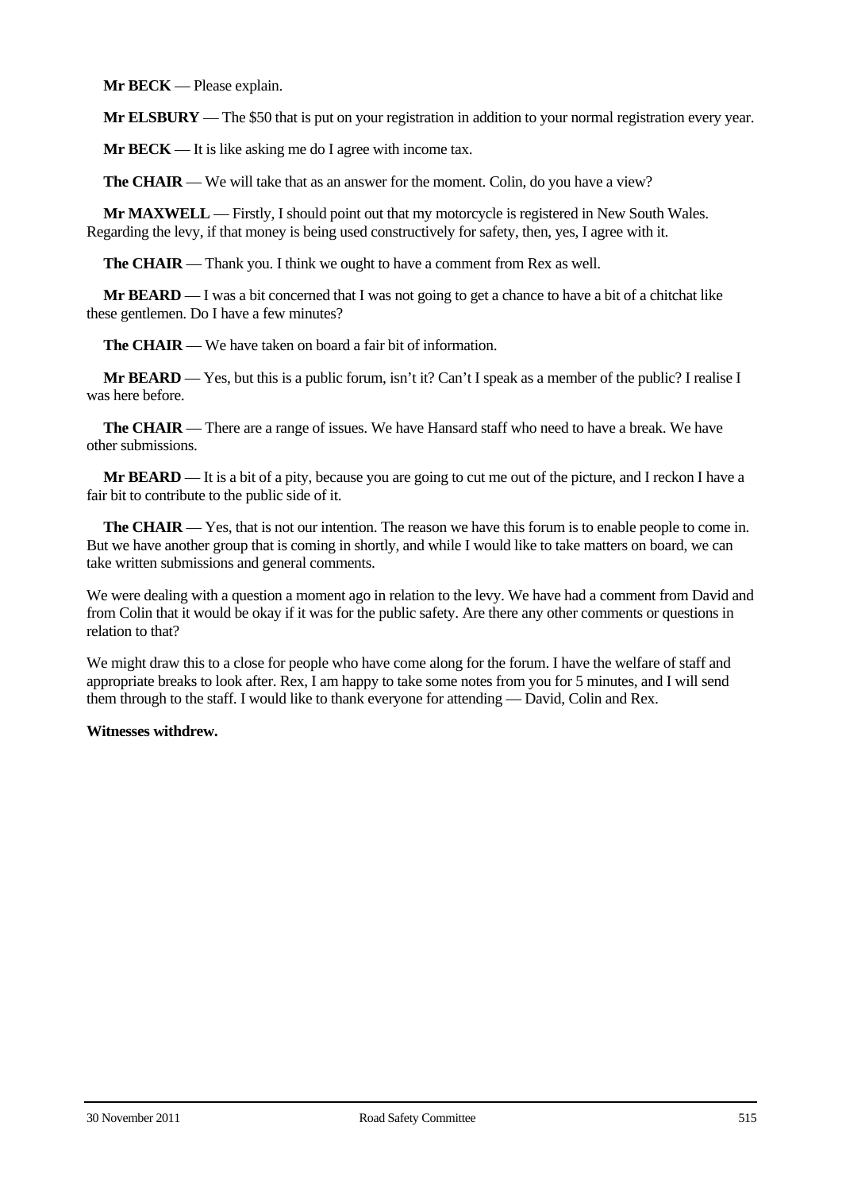**Mr BECK** — Please explain.

**Mr ELSBURY** — The $50 that is put on your registration in addition to your normal registration every year.

**Mr BECK** — It is like asking me do I agree with income tax.

**The CHAIR** — We will take that as an answer for the moment. Colin, do you have a view?

**Mr MAXWELL** — Firstly, I should point out that my motorcycle is registered in New South Wales. Regarding the levy, if that money is being used constructively for safety, then, yes, I agree with it.

**The CHAIR** — Thank you. I think we ought to have a comment from Rex as well.

**Mr BEARD** — I was a bit concerned that I was not going to get a chance to have a bit of a chitchat like these gentlemen. Do I have a few minutes?

**The CHAIR** — We have taken on board a fair bit of information.

**Mr BEARD** — Yes, but this is a public forum, isn't it? Can't I speak as a member of the public? I realise I was here before.

**The CHAIR** — There are a range of issues. We have Hansard staff who need to have a break. We have other submissions.

**Mr BEARD** — It is a bit of a pity, because you are going to cut me out of the picture, and I reckon I have a fair bit to contribute to the public side of it.

**The CHAIR** — Yes, that is not our intention. The reason we have this forum is to enable people to come in. But we have another group that is coming in shortly, and while I would like to take matters on board, we can take written submissions and general comments.

We were dealing with a question a moment ago in relation to the levy. We have had a comment from David and from Colin that it would be okay if it was for the public safety. Are there any other comments or questions in relation to that?

We might draw this to a close for people who have come along for the forum. I have the welfare of staff and appropriate breaks to look after. Rex, I am happy to take some notes from you for 5 minutes, and I will send them through to the staff. I would like to thank everyone for attending — David, Colin and Rex.

**Witnesses withdrew.**